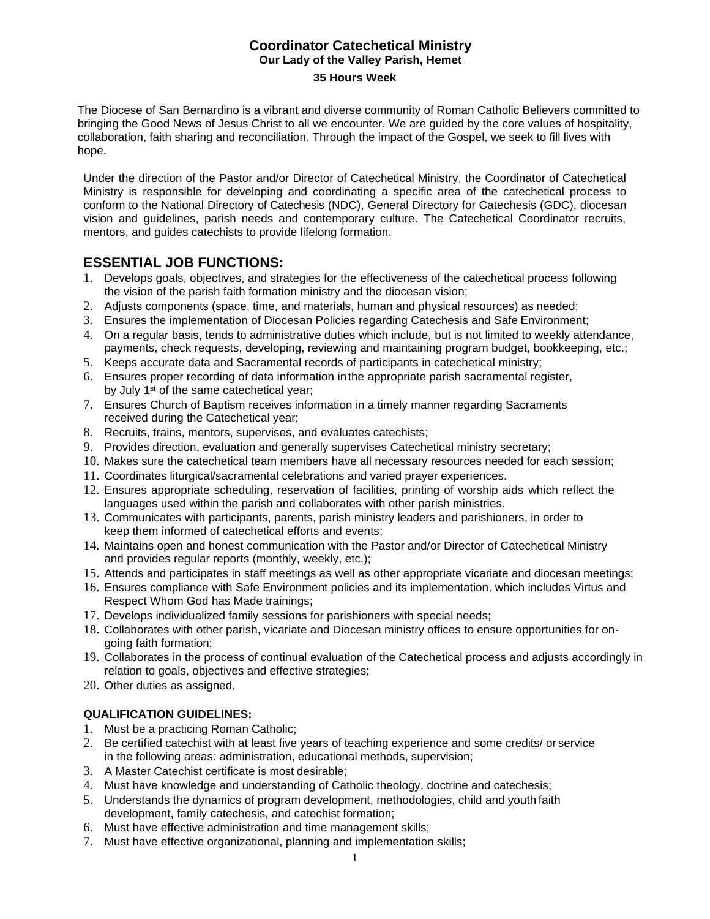# Coordinator Catechetical Ministry

**Our Lady of the Valley Parish, Hemet**

**35 Hours Week**

The Diocese of San Bernardino is a vibrant and diverse community of Roman Catholic Believers committed to bringing the Good News of Jesus Christ to all we encounter. We are guided by the core values of hospitality, collaboration, faith sharing and reconciliation. Through the impact of the Gospel, we seek to fill lives with hope.

Under the direction of the Pastor and/or Director of Catechetical Ministry, the Coordinator of Catechetical Ministry is responsible for developing and coordinating a specific area of the catechetical process to conform to the National Directory of Catechesis (NDC), General Directory for Catechesis (GDC), diocesan vision and guidelines, parish needs and contemporary culture. The Catechetical Coordinator recruits, mentors, and guides catechists to provide lifelong formation.

## ESSENTIAL JOB FUNCTIONS:

1. Develops goals, objectives, and strategies for the effectiveness of the catechetical process following the vision of the parish faith formation ministry and the diocesan vision;
2. Adjusts components (space, time, and materials, human and physical resources) as needed;
3. Ensures the implementation of Diocesan Policies regarding Catechesis and Safe Environment;
4. On a regular basis, tends to administrative duties which include, but is not limited to weekly attendance, payments, check requests, developing, reviewing and maintaining program budget, bookkeeping, etc.;
5. Keeps accurate data and Sacramental records of participants in catechetical ministry;
6. Ensures proper recording of data information in the appropriate parish sacramental register, by July 1st of the same catechetical year;
7. Ensures Church of Baptism receives information in a timely manner regarding Sacraments received during the Catechetical year;
8. Recruits, trains, mentors, supervises, and evaluates catechists;
9. Provides direction, evaluation and generally supervises Catechetical ministry secretary;
10. Makes sure the catechetical team members have all necessary resources needed for each session;
11. Coordinates liturgical/sacramental celebrations and varied prayer experiences.
12. Ensures appropriate scheduling, reservation of facilities, printing of worship aids which reflect the languages used within the parish and collaborates with other parish ministries.
13. Communicates with participants, parents, parish ministry leaders and parishioners, in order to keep them informed of catechetical efforts and events;
14. Maintains open and honest communication with the Pastor and/or Director of Catechetical Ministry and provides regular reports (monthly, weekly, etc.);
15. Attends and participates in staff meetings as well as other appropriate vicariate and diocesan meetings;
16. Ensures compliance with Safe Environment policies and its implementation, which includes Virtus and Respect Whom God has Made trainings;
17. Develops individualized family sessions for parishioners with special needs;
18. Collaborates with other parish, vicariate and Diocesan ministry offices to ensure opportunities for on-going faith formation;
19. Collaborates in the process of continual evaluation of the Catechetical process and adjusts accordingly in relation to goals, objectives and effective strategies;
20. Other duties as assigned.

### QUALIFICATION GUIDELINES:

1. Must be a practicing Roman Catholic;
2. Be certified catechist with at least five years of teaching experience and some credits/ or service in the following areas: administration, educational methods, supervision;
3. A Master Catechist certificate is most desirable;
4. Must have knowledge and understanding of Catholic theology, doctrine and catechesis;
5. Understands the dynamics of program development, methodologies, child and youth faith development, family catechesis, and catechist formation;
6. Must have effective administration and time management skills;
7. Must have effective organizational, planning and implementation skills;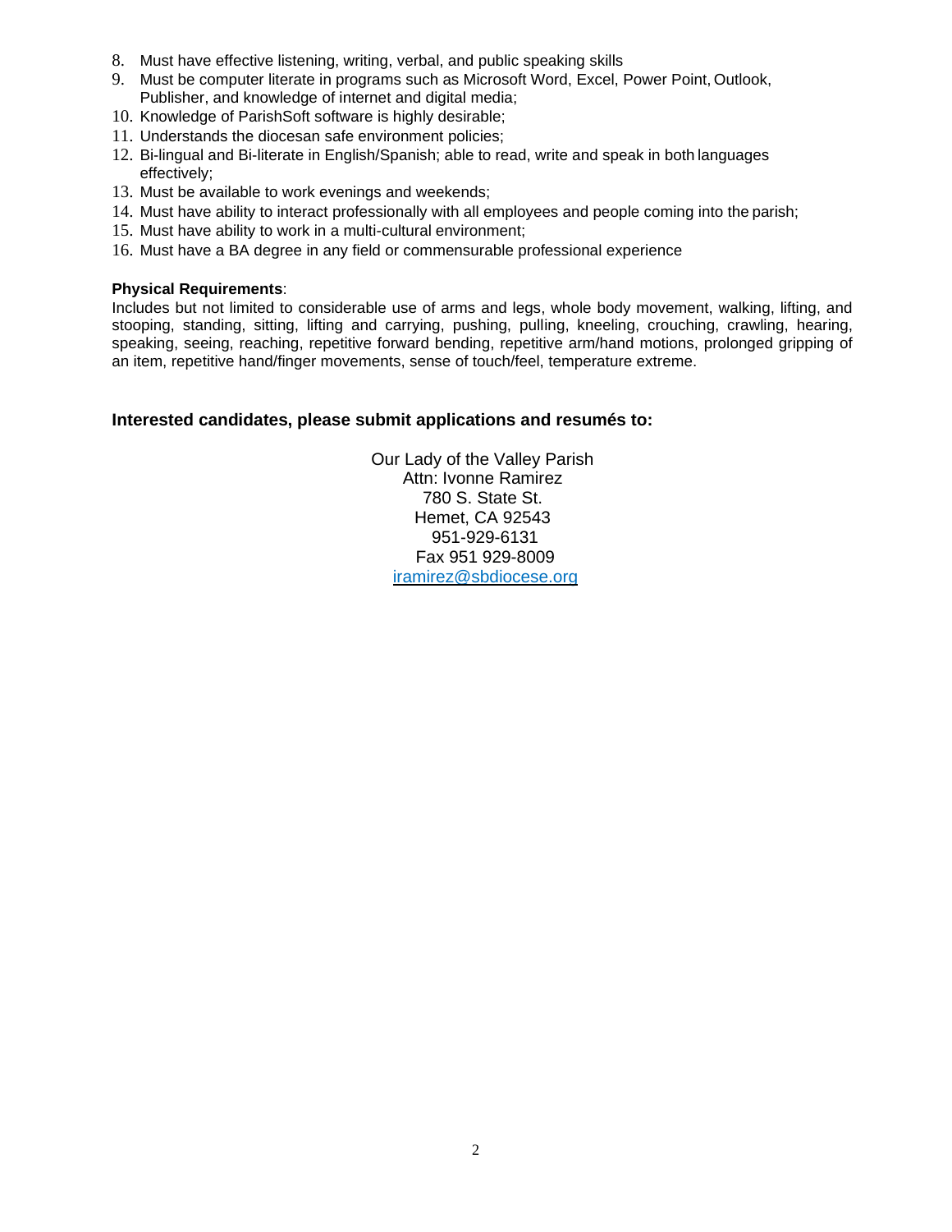8. Must have effective listening, writing, verbal, and public speaking skills
9. Must be computer literate in programs such as Microsoft Word, Excel, Power Point, Outlook, Publisher, and knowledge of internet and digital media;
10. Knowledge of ParishSoft software is highly desirable;
11. Understands the diocesan safe environment policies;
12. Bi-lingual and Bi-literate in English/Spanish; able to read, write and speak in both languages effectively;
13. Must be available to work evenings and weekends;
14. Must have ability to interact professionally with all employees and people coming into the parish;
15. Must have ability to work in a multi-cultural environment;
16. Must have a BA degree in any field or commensurable professional experience

**Physical Requirements**:
Includes but not limited to considerable use of arms and legs, whole body movement, walking, lifting, and stooping, standing, sitting, lifting and carrying, pushing, pulling, kneeling, crouching, crawling, hearing, speaking, seeing, reaching, repetitive forward bending, repetitive arm/hand motions, prolonged gripping of an item, repetitive hand/finger movements, sense of touch/feel, temperature extreme.

**Interested candidates, please submit applications and resumés to:**

Our Lady of the Valley Parish
Attn: Ivonne Ramirez
780 S. State St.
Hemet, CA 92543
951-929-6131
Fax 951 929-8009
iramirez@sbdiocese.org